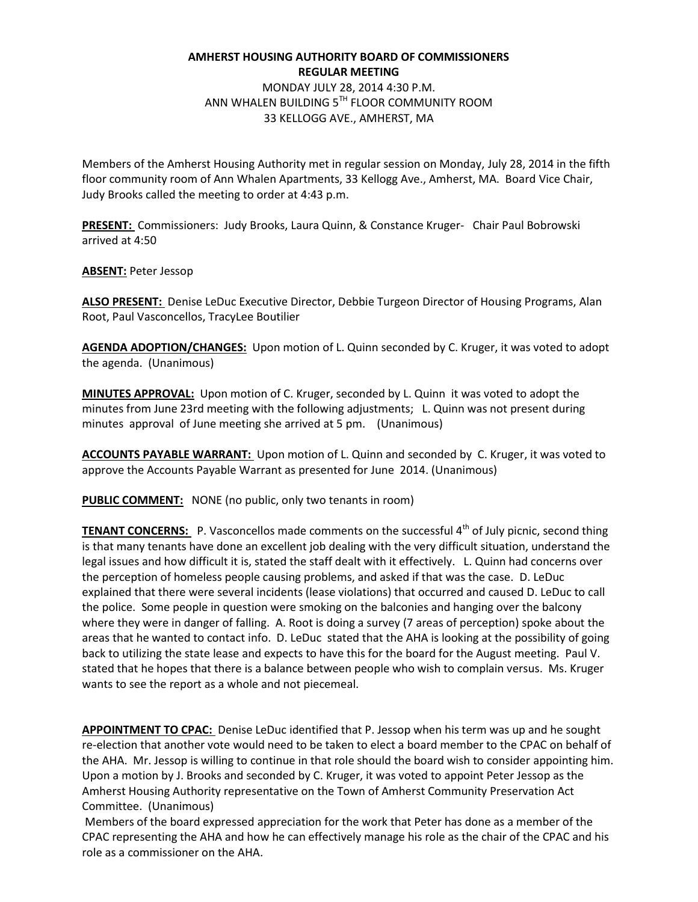**AMHERST HOUSING AUTHORITY BOARD OF COMMISSIONERS**
**REGULAR MEETING**

MONDAY JULY 28, 2014 4:30 P.M.
ANN WHALEN BUILDING 5TH FLOOR COMMUNITY ROOM
33 KELLOGG AVE., AMHERST, MA

Members of the Amherst Housing Authority met in regular session on Monday, July 28, 2014 in the fifth floor community room of Ann Whalen Apartments, 33 Kellogg Ave., Amherst, MA. Board Vice Chair, Judy Brooks called the meeting to order at 4:43 p.m.

**PRESENT:** Commissioners: Judy Brooks, Laura Quinn, & Constance Kruger- Chair Paul Bobrowski arrived at 4:50

**ABSENT:** Peter Jessop

**ALSO PRESENT:** Denise LeDuc Executive Director, Debbie Turgeon Director of Housing Programs, Alan Root, Paul Vasconcellos, TracyLee Boutilier

**AGENDA ADOPTION/CHANGES:** Upon motion of L. Quinn seconded by C. Kruger, it was voted to adopt the agenda. (Unanimous)

**MINUTES APPROVAL:** Upon motion of C. Kruger, seconded by L. Quinn it was voted to adopt the minutes from June 23rd meeting with the following adjustments; L. Quinn was not present during minutes approval of June meeting she arrived at 5 pm. (Unanimous)

**ACCOUNTS PAYABLE WARRANT:** Upon motion of L. Quinn and seconded by C. Kruger, it was voted to approve the Accounts Payable Warrant as presented for June 2014. (Unanimous)

**PUBLIC COMMENT:** NONE (no public, only two tenants in room)

**TENANT CONCERNS:** P. Vasconcellos made comments on the successful 4th of July picnic, second thing is that many tenants have done an excellent job dealing with the very difficult situation, understand the legal issues and how difficult it is, stated the staff dealt with it effectively. L. Quinn had concerns over the perception of homeless people causing problems, and asked if that was the case. D. LeDuc explained that there were several incidents (lease violations) that occurred and caused D. LeDuc to call the police. Some people in question were smoking on the balconies and hanging over the balcony where they were in danger of falling. A. Root is doing a survey (7 areas of perception) spoke about the areas that he wanted to contact info. D. LeDuc stated that the AHA is looking at the possibility of going back to utilizing the state lease and expects to have this for the board for the August meeting. Paul V. stated that he hopes that there is a balance between people who wish to complain versus. Ms. Kruger wants to see the report as a whole and not piecemeal.

**APPOINTMENT TO CPAC:** Denise LeDuc identified that P. Jessop when his term was up and he sought re-election that another vote would need to be taken to elect a board member to the CPAC on behalf of the AHA. Mr. Jessop is willing to continue in that role should the board wish to consider appointing him. Upon a motion by J. Brooks and seconded by C. Kruger, it was voted to appoint Peter Jessop as the Amherst Housing Authority representative on the Town of Amherst Community Preservation Act Committee. (Unanimous)

Members of the board expressed appreciation for the work that Peter has done as a member of the CPAC representing the AHA and how he can effectively manage his role as the chair of the CPAC and his role as a commissioner on the AHA.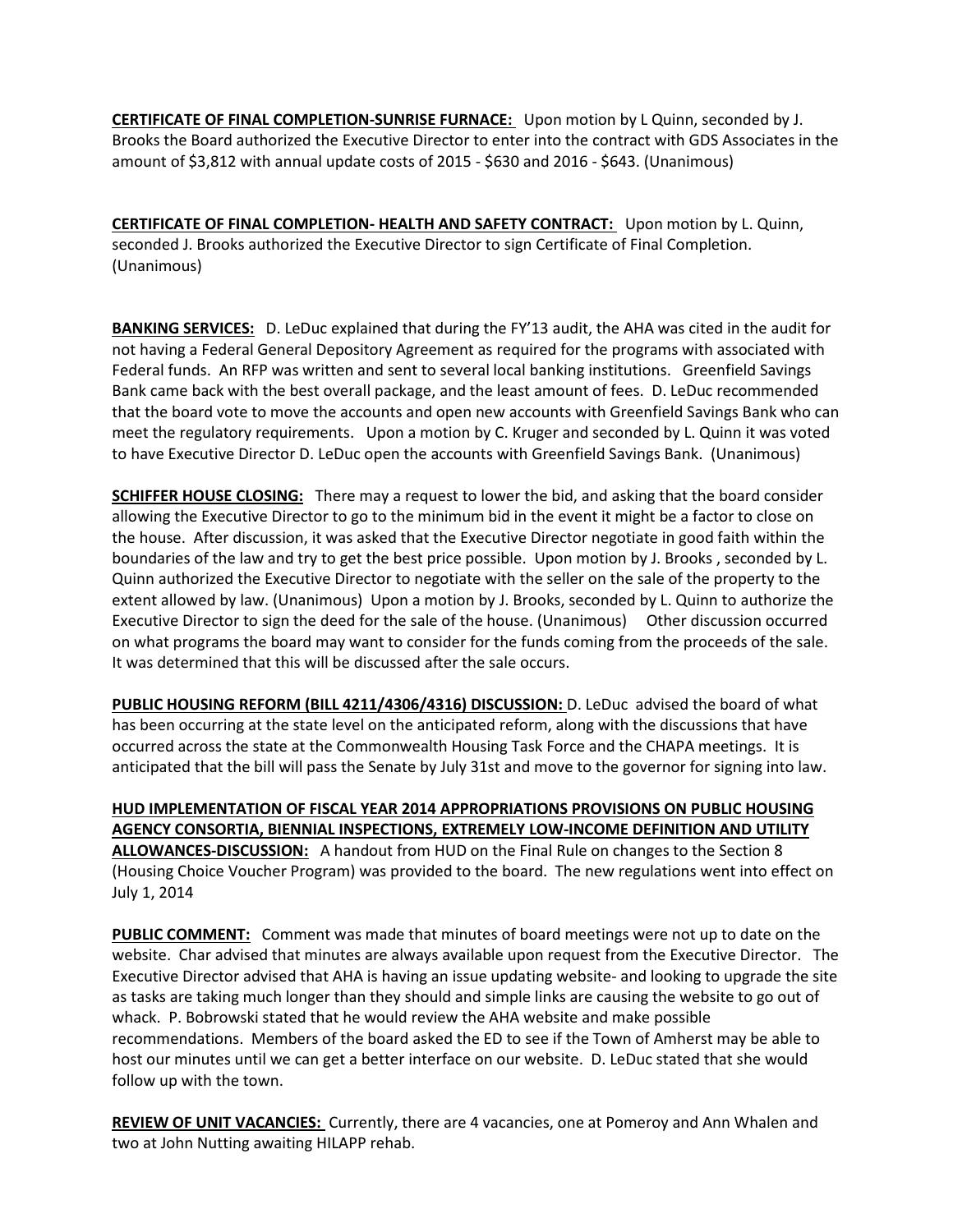**CERTIFICATE OF FINAL COMPLETION-SUNRISE FURNACE:** Upon motion by L Quinn, seconded by J. Brooks the Board authorized the Executive Director to enter into the contract with GDS Associates in the amount of $3,812 with annual update costs of 2015 - $630 and 2016 - $643. (Unanimous)

**CERTIFICATE OF FINAL COMPLETION- HEALTH AND SAFETY CONTRACT:** Upon motion by L. Quinn, seconded J. Brooks authorized the Executive Director to sign Certificate of Final Completion. (Unanimous)

**BANKING SERVICES:** D. LeDuc explained that during the FY'13 audit, the AHA was cited in the audit for not having a Federal General Depository Agreement as required for the programs with associated with Federal funds. An RFP was written and sent to several local banking institutions. Greenfield Savings Bank came back with the best overall package, and the least amount of fees. D. LeDuc recommended that the board vote to move the accounts and open new accounts with Greenfield Savings Bank who can meet the regulatory requirements. Upon a motion by C. Kruger and seconded by L. Quinn it was voted to have Executive Director D. LeDuc open the accounts with Greenfield Savings Bank. (Unanimous)

**SCHIFFER HOUSE CLOSING:** There may a request to lower the bid, and asking that the board consider allowing the Executive Director to go to the minimum bid in the event it might be a factor to close on the house. After discussion, it was asked that the Executive Director negotiate in good faith within the boundaries of the law and try to get the best price possible. Upon motion by J. Brooks , seconded by L. Quinn authorized the Executive Director to negotiate with the seller on the sale of the property to the extent allowed by law. (Unanimous) Upon a motion by J. Brooks, seconded by L. Quinn to authorize the Executive Director to sign the deed for the sale of the house. (Unanimous) Other discussion occurred on what programs the board may want to consider for the funds coming from the proceeds of the sale. It was determined that this will be discussed after the sale occurs.

**PUBLIC HOUSING REFORM (BILL 4211/4306/4316) DISCUSSION:** D. LeDuc advised the board of what has been occurring at the state level on the anticipated reform, along with the discussions that have occurred across the state at the Commonwealth Housing Task Force and the CHAPA meetings. It is anticipated that the bill will pass the Senate by July 31st and move to the governor for signing into law.

**HUD IMPLEMENTATION OF FISCAL YEAR 2014 APPROPRIATIONS PROVISIONS ON PUBLIC HOUSING AGENCY CONSORTIA, BIENNIAL INSPECTIONS, EXTREMELY LOW-INCOME DEFINITION AND UTILITY ALLOWANCES-DISCUSSION:** A handout from HUD on the Final Rule on changes to the Section 8 (Housing Choice Voucher Program) was provided to the board. The new regulations went into effect on July 1, 2014

**PUBLIC COMMENT:** Comment was made that minutes of board meetings were not up to date on the website. Char advised that minutes are always available upon request from the Executive Director. The Executive Director advised that AHA is having an issue updating website- and looking to upgrade the site as tasks are taking much longer than they should and simple links are causing the website to go out of whack. P. Bobrowski stated that he would review the AHA website and make possible recommendations. Members of the board asked the ED to see if the Town of Amherst may be able to host our minutes until we can get a better interface on our website. D. LeDuc stated that she would follow up with the town.

**REVIEW OF UNIT VACANCIES:** Currently, there are 4 vacancies, one at Pomeroy and Ann Whalen and two at John Nutting awaiting HILAPP rehab.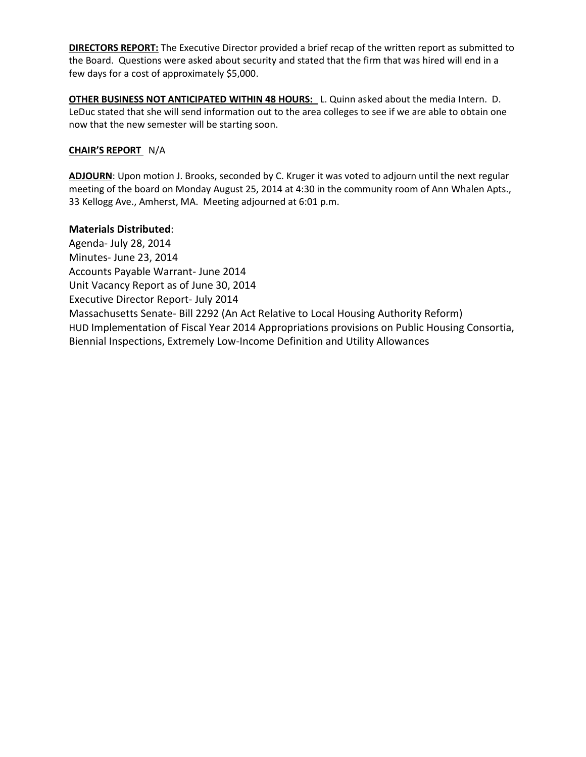**DIRECTORS REPORT:** The Executive Director provided a brief recap of the written report as submitted to the Board. Questions were asked about security and stated that the firm that was hired will end in a few days for a cost of approximately $5,000.

**OTHER BUSINESS NOT ANTICIPATED WITHIN 48 HOURS:** L. Quinn asked about the media Intern. D. LeDuc stated that she will send information out to the area colleges to see if we are able to obtain one now that the new semester will be starting soon.

**CHAIR'S REPORT** N/A

**ADJOURN**: Upon motion J. Brooks, seconded by C. Kruger it was voted to adjourn until the next regular meeting of the board on Monday August 25, 2014 at 4:30 in the community room of Ann Whalen Apts., 33 Kellogg Ave., Amherst, MA. Meeting adjourned at 6:01 p.m.

**Materials Distributed**:

Agenda- July 28, 2014
Minutes- June 23, 2014
Accounts Payable Warrant- June 2014
Unit Vacancy Report as of June 30, 2014
Executive Director Report- July 2014
Massachusetts Senate- Bill 2292 (An Act Relative to Local Housing Authority Reform)
HUD Implementation of Fiscal Year 2014 Appropriations provisions on Public Housing Consortia, Biennial Inspections, Extremely Low-Income Definition and Utility Allowances